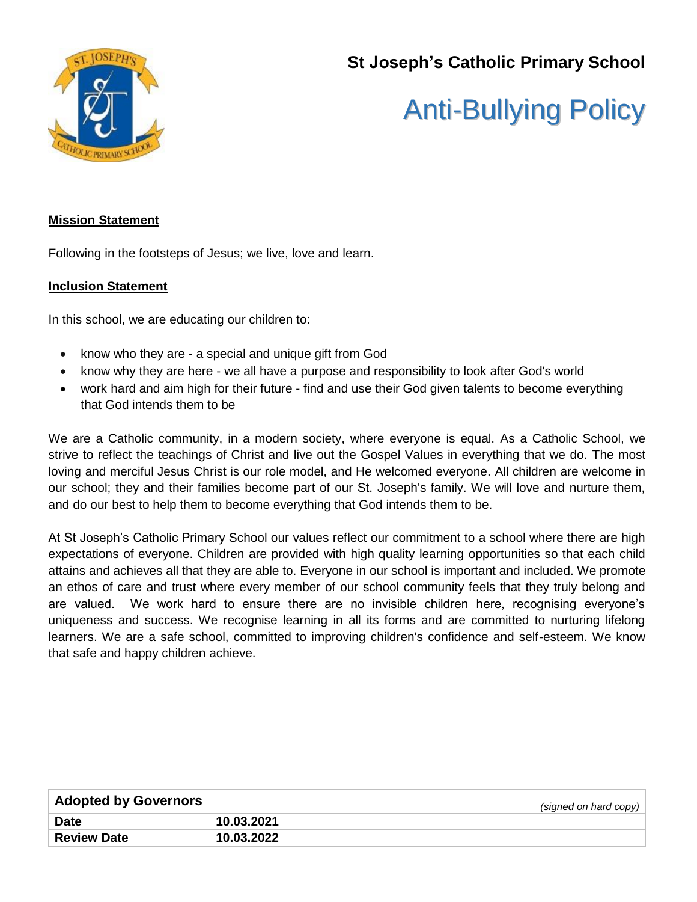# St Joseph's Catholic Primary School

# Anti-Bullying Policy

**Mission Statement**

Following in the footsteps of Jesus; we live, love and learn.

**Inclusion Statement**

In this school, we are educating our children to:

- know who they are - a special and unique gift from God
- know why they are here - we all have a purpose and responsibility to look after God's world
- work hard and aim high for their future - find and use their God given talents to become everything that God intends them to be

We are a Catholic community, in a modern society, where everyone is equal. As a Catholic School, we strive to reflect the teachings of Christ and live out the Gospel Values in everything that we do. The most loving and merciful Jesus Christ is our role model, and He welcomed everyone. All children are welcome in our school; they and their families become part of our St. Joseph's family. We will love and nurture them, and do our best to help them to become everything that God intends them to be.

At St Joseph's Catholic Primary School our values reflect our commitment to a school where there are high expectations of everyone. Children are provided with high quality learning opportunities so that each child attains and achieves all that they are able to. Everyone in our school is important and included. We promote an ethos of care and trust where every member of our school community feels that they truly belong and are valued. We work hard to ensure there are no invisible children here, recognising everyone's uniqueness and success. We recognise learning in all its forms and are committed to nurturing lifelong learners. We are a safe school, committed to improving children's confidence and self-esteem. We know that safe and happy children achieve.

| **Adopted by Governors** | *(signed on hard copy)* |
|---|---|
| **Date** | **10.03.2021** |
| **Review Date** | **10.03.2022** |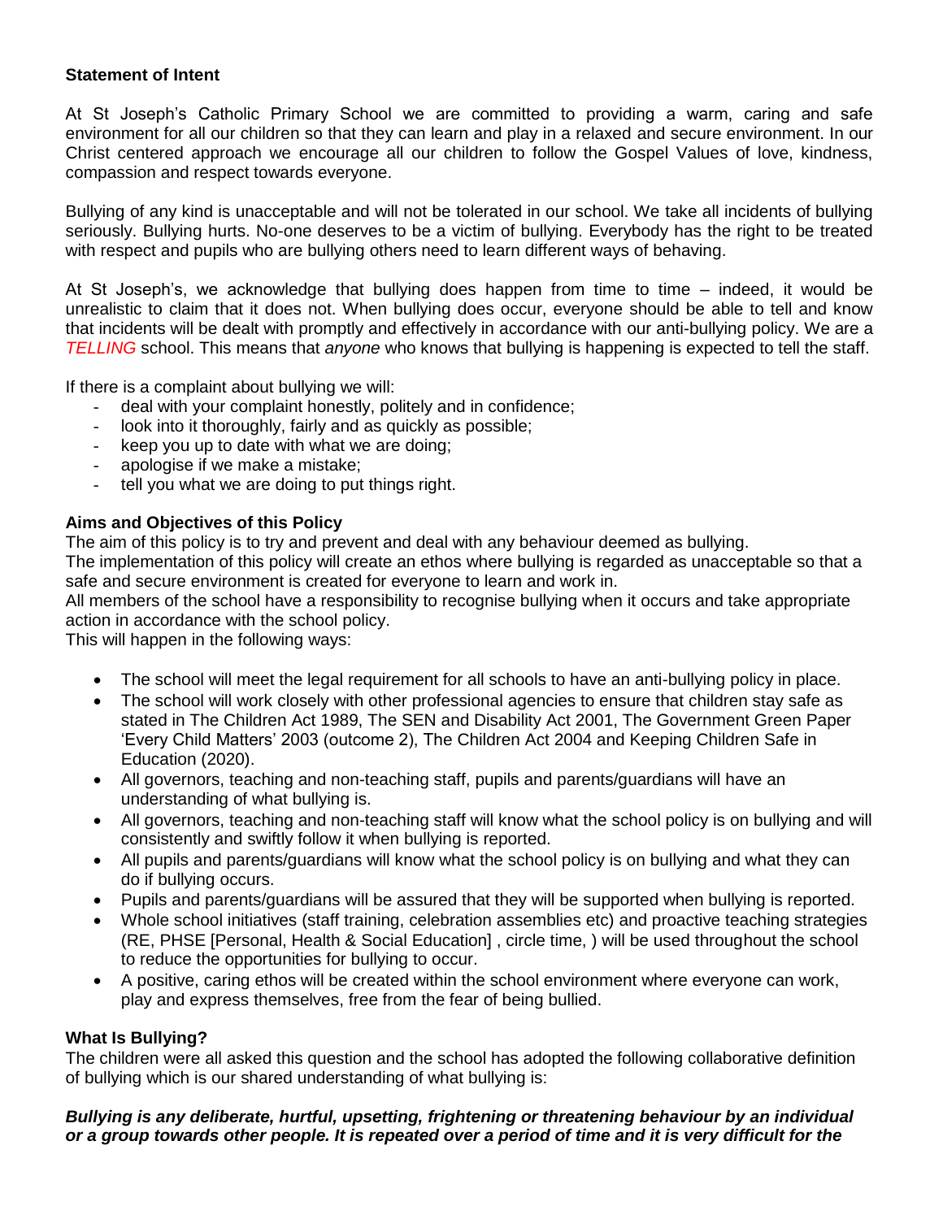**Statement of Intent**

At St Joseph's Catholic Primary School we are committed to providing a warm, caring and safe environment for all our children so that they can learn and play in a relaxed and secure environment. In our Christ centered approach we encourage all our children to follow the Gospel Values of love, kindness, compassion and respect towards everyone.

Bullying of any kind is unacceptable and will not be tolerated in our school. We take all incidents of bullying seriously. Bullying hurts. No-one deserves to be a victim of bullying. Everybody has the right to be treated with respect and pupils who are bullying others need to learn different ways of behaving.

At St Joseph's, we acknowledge that bullying does happen from time to time – indeed, it would be unrealistic to claim that it does not. When bullying does occur, everyone should be able to tell and know that incidents will be dealt with promptly and effectively in accordance with our anti-bullying policy. We are a *TELLING* school. This means that *anyone* who knows that bullying is happening is expected to tell the staff.

If there is a complaint about bullying we will:

- deal with your complaint honestly, politely and in confidence;
- look into it thoroughly, fairly and as quickly as possible;
- keep you up to date with what we are doing;
- apologise if we make a mistake;
- tell you what we are doing to put things right.

**Aims and Objectives of this Policy**

The aim of this policy is to try and prevent and deal with any behaviour deemed as bullying.
The implementation of this policy will create an ethos where bullying is regarded as unacceptable so that a safe and secure environment is created for everyone to learn and work in.
All members of the school have a responsibility to recognise bullying when it occurs and take appropriate action in accordance with the school policy.
This will happen in the following ways:

- The school will meet the legal requirement for all schools to have an anti-bullying policy in place.
- The school will work closely with other professional agencies to ensure that children stay safe as stated in The Children Act 1989, The SEN and Disability Act 2001, The Government Green Paper 'Every Child Matters' 2003 (outcome 2), The Children Act 2004 and Keeping Children Safe in Education (2020).
- All governors, teaching and non-teaching staff, pupils and parents/guardians will have an understanding of what bullying is.
- All governors, teaching and non-teaching staff will know what the school policy is on bullying and will consistently and swiftly follow it when bullying is reported.
- All pupils and parents/guardians will know what the school policy is on bullying and what they can do if bullying occurs.
- Pupils and parents/guardians will be assured that they will be supported when bullying is reported.
- Whole school initiatives (staff training, celebration assemblies etc) and proactive teaching strategies (RE, PHSE [Personal, Health & Social Education] , circle time, ) will be used throughout the school to reduce the opportunities for bullying to occur.
- A positive, caring ethos will be created within the school environment where everyone can work, play and express themselves, free from the fear of being bullied.

**What Is Bullying?**

The children were all asked this question and the school has adopted the following collaborative definition of bullying which is our shared understanding of what bullying is:

***Bullying is any deliberate, hurtful, upsetting, frightening or threatening behaviour by an individual or a group towards other people. It is repeated over a period of time and it is very difficult for the***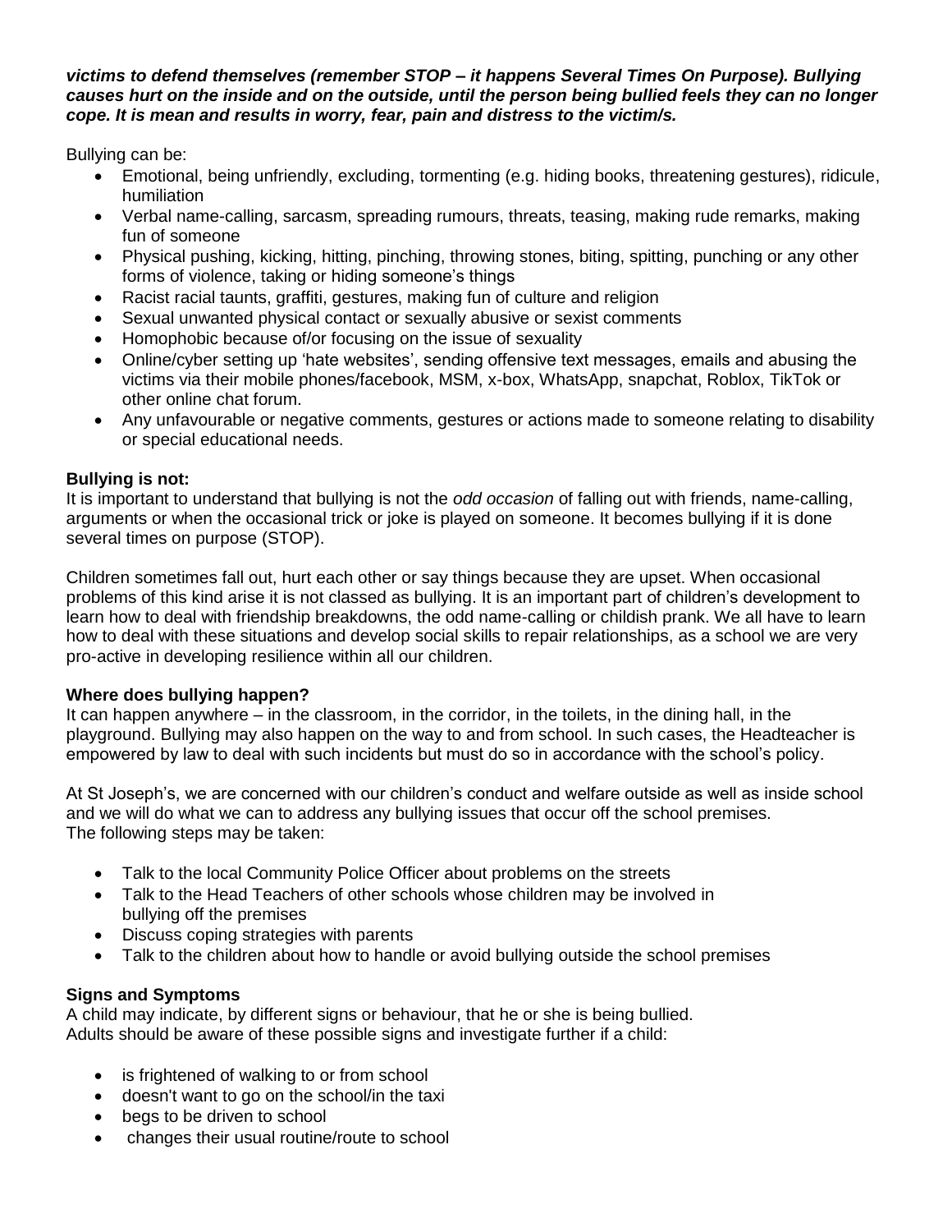***victims to defend themselves (remember STOP – it happens Several Times On Purpose). Bullying causes hurt on the inside and on the outside, until the person being bullied feels they can no longer cope. It is mean and results in worry, fear, pain and distress to the victim/s.***

Bullying can be:

- Emotional, being unfriendly, excluding, tormenting (e.g. hiding books, threatening gestures), ridicule, humiliation
- Verbal name-calling, sarcasm, spreading rumours, threats, teasing, making rude remarks, making fun of someone
- Physical pushing, kicking, hitting, pinching, throwing stones, biting, spitting, punching or any other forms of violence, taking or hiding someone's things
- Racist racial taunts, graffiti, gestures, making fun of culture and religion
- Sexual unwanted physical contact or sexually abusive or sexist comments
- Homophobic because of/or focusing on the issue of sexuality
- Online/cyber setting up 'hate websites', sending offensive text messages, emails and abusing the victims via their mobile phones/facebook, MSM, x-box, WhatsApp, snapchat, Roblox, TikTok or other online chat forum.
- Any unfavourable or negative comments, gestures or actions made to someone relating to disability or special educational needs.

**Bullying is not:**

It is important to understand that bullying is not the *odd occasion* of falling out with friends, name-calling, arguments or when the occasional trick or joke is played on someone. It becomes bullying if it is done several times on purpose (STOP).

Children sometimes fall out, hurt each other or say things because they are upset. When occasional problems of this kind arise it is not classed as bullying. It is an important part of children's development to learn how to deal with friendship breakdowns, the odd name-calling or childish prank. We all have to learn how to deal with these situations and develop social skills to repair relationships, as a school we are very pro-active in developing resilience within all our children.

**Where does bullying happen?**

It can happen anywhere – in the classroom, in the corridor, in the toilets, in the dining hall, in the playground. Bullying may also happen on the way to and from school. In such cases, the Headteacher is empowered by law to deal with such incidents but must do so in accordance with the school's policy.

At St Joseph's, we are concerned with our children's conduct and welfare outside as well as inside school and we will do what we can to address any bullying issues that occur off the school premises. The following steps may be taken:

- Talk to the local Community Police Officer about problems on the streets
- Talk to the Head Teachers of other schools whose children may be involved in bullying off the premises
- Discuss coping strategies with parents
- Talk to the children about how to handle or avoid bullying outside the school premises

**Signs and Symptoms**

A child may indicate, by different signs or behaviour, that he or she is being bullied. Adults should be aware of these possible signs and investigate further if a child:

- is frightened of walking to or from school
- doesn't want to go on the school/in the taxi
- begs to be driven to school
- changes their usual routine/route to school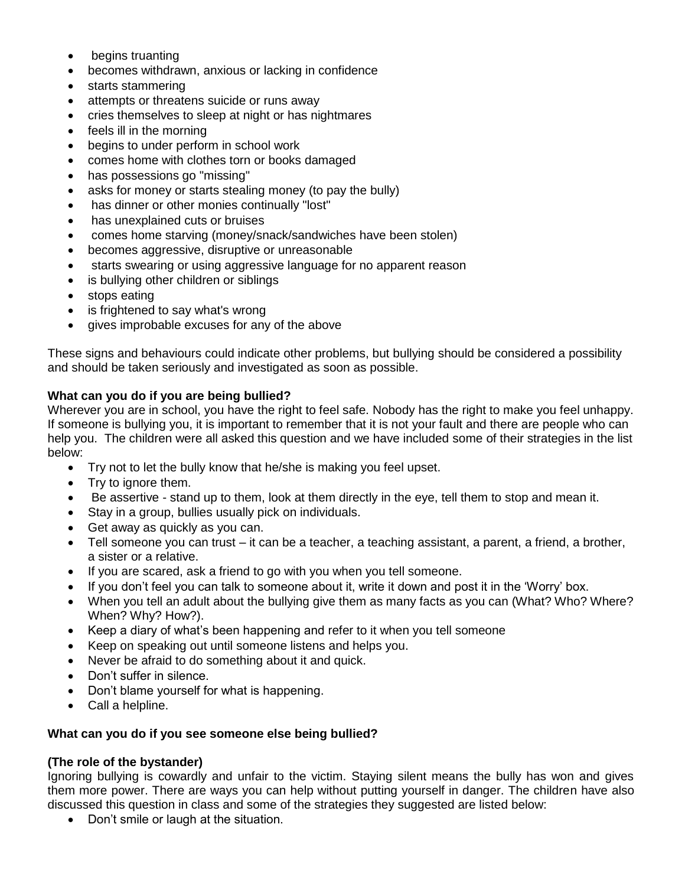- begins truanting
- becomes withdrawn, anxious or lacking in confidence
- starts stammering
- attempts or threatens suicide or runs away
- cries themselves to sleep at night or has nightmares
- feels ill in the morning
- begins to under perform in school work
- comes home with clothes torn or books damaged
- has possessions go "missing"
- asks for money or starts stealing money (to pay the bully)
- has dinner or other monies continually "lost"
- has unexplained cuts or bruises
- comes home starving (money/snack/sandwiches have been stolen)
- becomes aggressive, disruptive or unreasonable
- starts swearing or using aggressive language for no apparent reason
- is bullying other children or siblings
- stops eating
- is frightened to say what's wrong
- gives improbable excuses for any of the above

These signs and behaviours could indicate other problems, but bullying should be considered a possibility and should be taken seriously and investigated as soon as possible.

**What can you do if you are being bullied?**

Wherever you are in school, you have the right to feel safe. Nobody has the right to make you feel unhappy. If someone is bullying you, it is important to remember that it is not your fault and there are people who can help you. The children were all asked this question and we have included some of their strategies in the list below:

- Try not to let the bully know that he/she is making you feel upset.
- Try to ignore them.
- Be assertive - stand up to them, look at them directly in the eye, tell them to stop and mean it.
- Stay in a group, bullies usually pick on individuals.
- Get away as quickly as you can.
- Tell someone you can trust – it can be a teacher, a teaching assistant, a parent, a friend, a brother, a sister or a relative.
- If you are scared, ask a friend to go with you when you tell someone.
- If you don't feel you can talk to someone about it, write it down and post it in the 'Worry' box.
- When you tell an adult about the bullying give them as many facts as you can (What? Who? Where? When? Why? How?).
- Keep a diary of what's been happening and refer to it when you tell someone
- Keep on speaking out until someone listens and helps you.
- Never be afraid to do something about it and quick.
- Don't suffer in silence.
- Don't blame yourself for what is happening.
- Call a helpline.

**What can you do if you see someone else being bullied?**

**(The role of the bystander)**

Ignoring bullying is cowardly and unfair to the victim. Staying silent means the bully has won and gives them more power. There are ways you can help without putting yourself in danger. The children have also discussed this question in class and some of the strategies they suggested are listed below:

- Don't smile or laugh at the situation.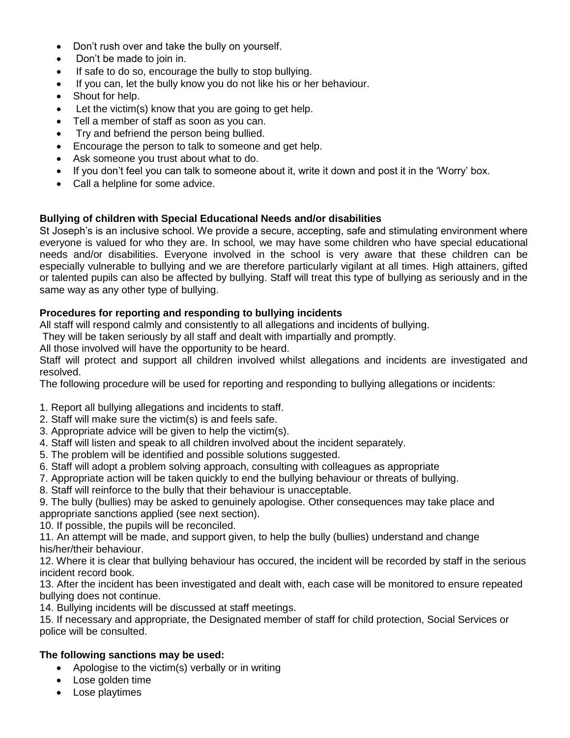- Don't rush over and take the bully on yourself.
- Don't be made to join in.
- If safe to do so, encourage the bully to stop bullying.
- If you can, let the bully know you do not like his or her behaviour.
- Shout for help.
- Let the victim(s) know that you are going to get help.
- Tell a member of staff as soon as you can.
- Try and befriend the person being bullied.
- Encourage the person to talk to someone and get help.
- Ask someone you trust about what to do.
- If you don't feel you can talk to someone about it, write it down and post it in the 'Worry' box.
- Call a helpline for some advice.

**Bullying of children with Special Educational Needs and/or disabilities**

St Joseph's is an inclusive school. We provide a secure, accepting, safe and stimulating environment where everyone is valued for who they are. In school, we may have some children who have special educational needs and/or disabilities. Everyone involved in the school is very aware that these children can be especially vulnerable to bullying and we are therefore particularly vigilant at all times. High attainers, gifted or talented pupils can also be affected by bullying. Staff will treat this type of bullying as seriously and in the same way as any other type of bullying.

**Procedures for reporting and responding to bullying incidents**

All staff will respond calmly and consistently to all allegations and incidents of bullying.
They will be taken seriously by all staff and dealt with impartially and promptly.
All those involved will have the opportunity to be heard.
Staff will protect and support all children involved whilst allegations and incidents are investigated and resolved.
The following procedure will be used for reporting and responding to bullying allegations or incidents:

1. Report all bullying allegations and incidents to staff.
2. Staff will make sure the victim(s) is and feels safe.
3. Appropriate advice will be given to help the victim(s).
4. Staff will listen and speak to all children involved about the incident separately.
5. The problem will be identified and possible solutions suggested.
6. Staff will adopt a problem solving approach, consulting with colleagues as appropriate
7. Appropriate action will be taken quickly to end the bullying behaviour or threats of bullying.
8. Staff will reinforce to the bully that their behaviour is unacceptable.
9. The bully (bullies) may be asked to genuinely apologise. Other consequences may take place and appropriate sanctions applied (see next section).
10. If possible, the pupils will be reconciled.
11. An attempt will be made, and support given, to help the bully (bullies) understand and change his/her/their behaviour.
12. Where it is clear that bullying behaviour has occured, the incident will be recorded by staff in the serious incident record book.
13. After the incident has been investigated and dealt with, each case will be monitored to ensure repeated bullying does not continue.
14. Bullying incidents will be discussed at staff meetings.
15. If necessary and appropriate, the Designated member of staff for child protection, Social Services or police will be consulted.

**The following sanctions may be used:**

- Apologise to the victim(s) verbally or in writing
- Lose golden time
- Lose playtimes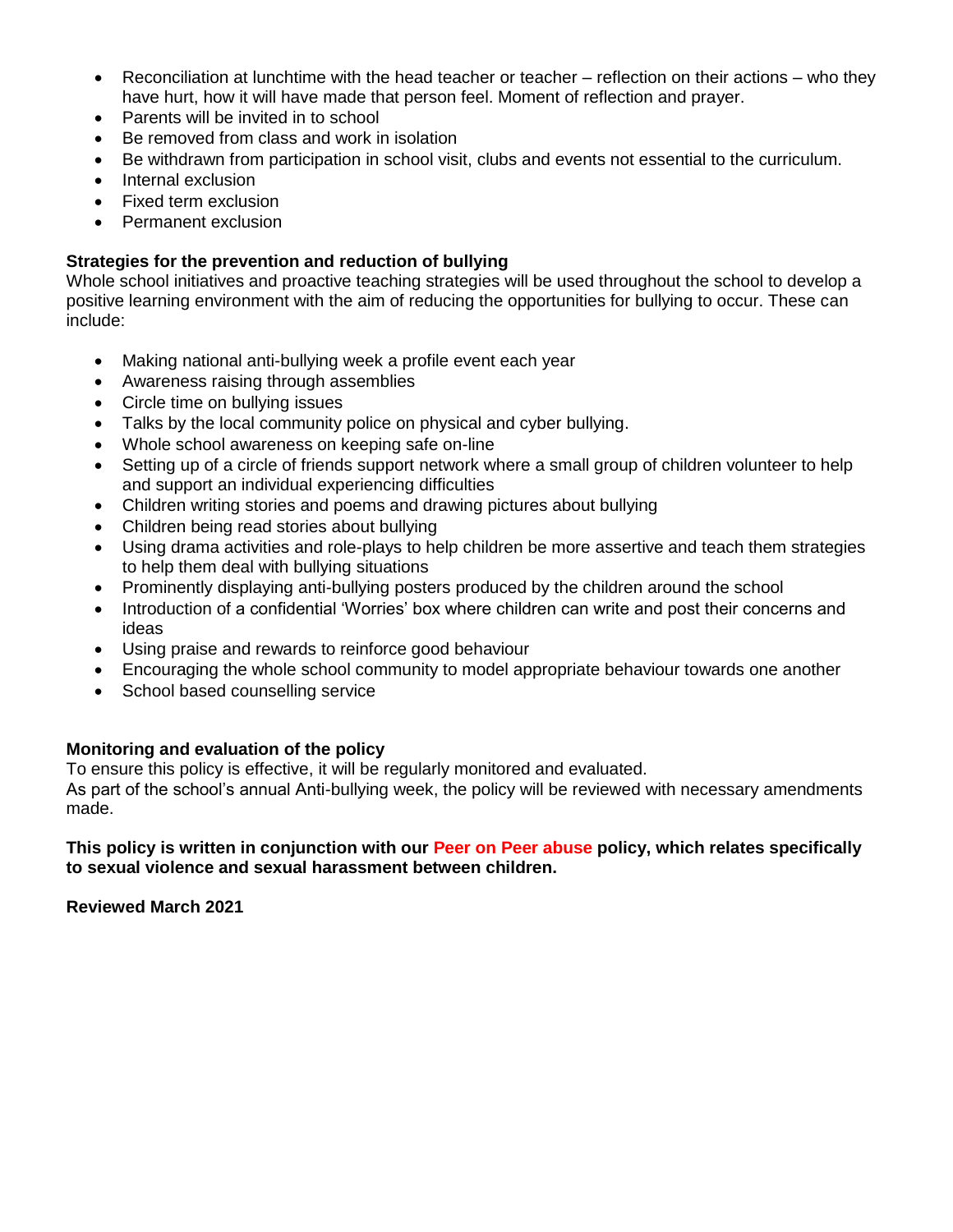- Reconciliation at lunchtime with the head teacher or teacher – reflection on their actions – who they have hurt, how it will have made that person feel. Moment of reflection and prayer.
- Parents will be invited in to school
- Be removed from class and work in isolation
- Be withdrawn from participation in school visit, clubs and events not essential to the curriculum.
- Internal exclusion
- Fixed term exclusion
- Permanent exclusion

**Strategies for the prevention and reduction of bullying**

Whole school initiatives and proactive teaching strategies will be used throughout the school to develop a positive learning environment with the aim of reducing the opportunities for bullying to occur. These can include:

- Making national anti-bullying week a profile event each year
- Awareness raising through assemblies
- Circle time on bullying issues
- Talks by the local community police on physical and cyber bullying.
- Whole school awareness on keeping safe on-line
- Setting up of a circle of friends support network where a small group of children volunteer to help and support an individual experiencing difficulties
- Children writing stories and poems and drawing pictures about bullying
- Children being read stories about bullying
- Using drama activities and role-plays to help children be more assertive and teach them strategies to help them deal with bullying situations
- Prominently displaying anti-bullying posters produced by the children around the school
- Introduction of a confidential 'Worries' box where children can write and post their concerns and ideas
- Using praise and rewards to reinforce good behaviour
- Encouraging the whole school community to model appropriate behaviour towards one another
- School based counselling service

**Monitoring and evaluation of the policy**

To ensure this policy is effective, it will be regularly monitored and evaluated.
As part of the school's annual Anti-bullying week, the policy will be reviewed with necessary amendments made.

**This policy is written in conjunction with our Peer on Peer abuse policy, which relates specifically to sexual violence and sexual harassment between children.**

**Reviewed March 2021**